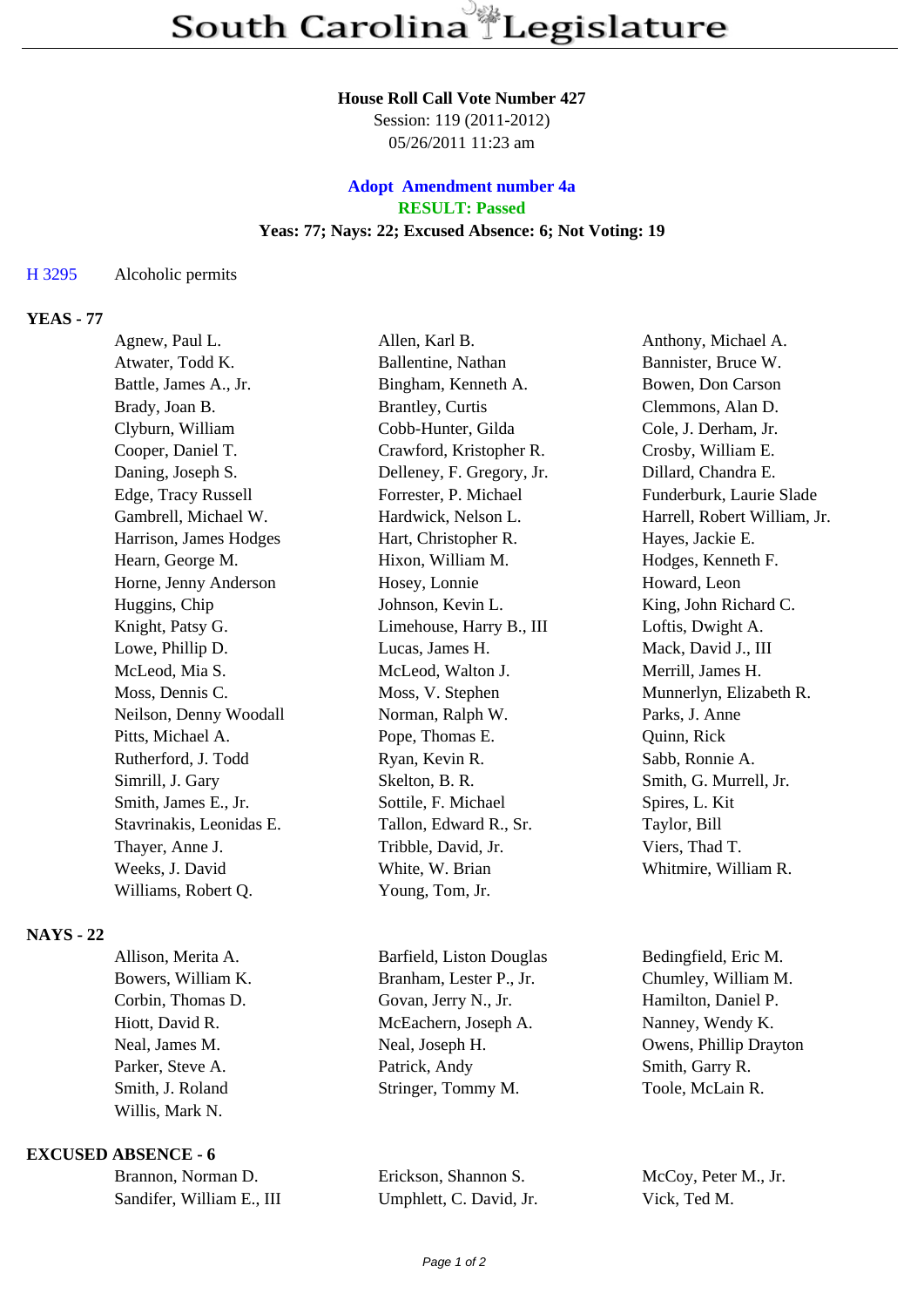# South Carolina Legislature

**House Roll Call Vote Number 427**
Session: 119 (2011-2012)
05/26/2011 11:23 am

**Adopt Amendment number 4a**
**RESULT: Passed**
**Yeas: 77; Nays: 22; Excused Absence: 6; Not Voting: 19**

H 3295 Alcoholic permits

**YEAS - 77**

| | | |
|---|---|---|
| Agnew, Paul L. | Allen, Karl B. | Anthony, Michael A. |
| Atwater, Todd K. | Ballentine, Nathan | Bannister, Bruce W. |
| Battle, James A., Jr. | Bingham, Kenneth A. | Bowen, Don Carson |
| Brady, Joan B. | Brantley, Curtis | Clemmons, Alan D. |
| Clyburn, William | Cobb-Hunter, Gilda | Cole, J. Derham, Jr. |
| Cooper, Daniel T. | Crawford, Kristopher R. | Crosby, William E. |
| Daning, Joseph S. | Delleney, F. Gregory, Jr. | Dillard, Chandra E. |
| Edge, Tracy Russell | Forrester, P. Michael | Funderburk, Laurie Slade |
| Gambrell, Michael W. | Hardwick, Nelson L. | Harrell, Robert William, Jr. |
| Harrison, James Hodges | Hart, Christopher R. | Hayes, Jackie E. |
| Hearn, George M. | Hixon, William M. | Hodges, Kenneth F. |
| Horne, Jenny Anderson | Hosey, Lonnie | Howard, Leon |
| Huggins, Chip | Johnson, Kevin L. | King, John Richard C. |
| Knight, Patsy G. | Limehouse, Harry B., III | Loftis, Dwight A. |
| Lowe, Phillip D. | Lucas, James H. | Mack, David J., III |
| McLeod, Mia S. | McLeod, Walton J. | Merrill, James H. |
| Moss, Dennis C. | Moss, V. Stephen | Munnerlyn, Elizabeth R. |
| Neilson, Denny Woodall | Norman, Ralph W. | Parks, J. Anne |
| Pitts, Michael A. | Pope, Thomas E. | Quinn, Rick |
| Rutherford, J. Todd | Ryan, Kevin R. | Sabb, Ronnie A. |
| Simrill, J. Gary | Skelton, B. R. | Smith, G. Murrell, Jr. |
| Smith, James E., Jr. | Sottile, F. Michael | Spires, L. Kit |
| Stavrinakis, Leonidas E. | Tallon, Edward R., Sr. | Taylor, Bill |
| Thayer, Anne J. | Tribble, David, Jr. | Viers, Thad T. |
| Weeks, J. David | White, W. Brian | Whitmire, William R. |
| Williams, Robert Q. | Young, Tom, Jr. | |

**NAYS - 22**

| | | |
|---|---|---|
| Allison, Merita A. | Barfield, Liston Douglas | Bedingfield, Eric M. |
| Bowers, William K. | Branham, Lester P., Jr. | Chumley, William M. |
| Corbin, Thomas D. | Govan, Jerry N., Jr. | Hamilton, Daniel P. |
| Hiott, David R. | McEachern, Joseph A. | Nanney, Wendy K. |
| Neal, James M. | Neal, Joseph H. | Owens, Phillip Drayton |
| Parker, Steve A. | Patrick, Andy | Smith, Garry R. |
| Smith, J. Roland | Stringer, Tommy M. | Toole, McLain R. |
| Willis, Mark N. | | |

**EXCUSED ABSENCE - 6**

| | | |
|---|---|---|
| Brannon, Norman D. | Erickson, Shannon S. | McCoy, Peter M., Jr. |
| Sandifer, William E., III | Umphlett, C. David, Jr. | Vick, Ted M. |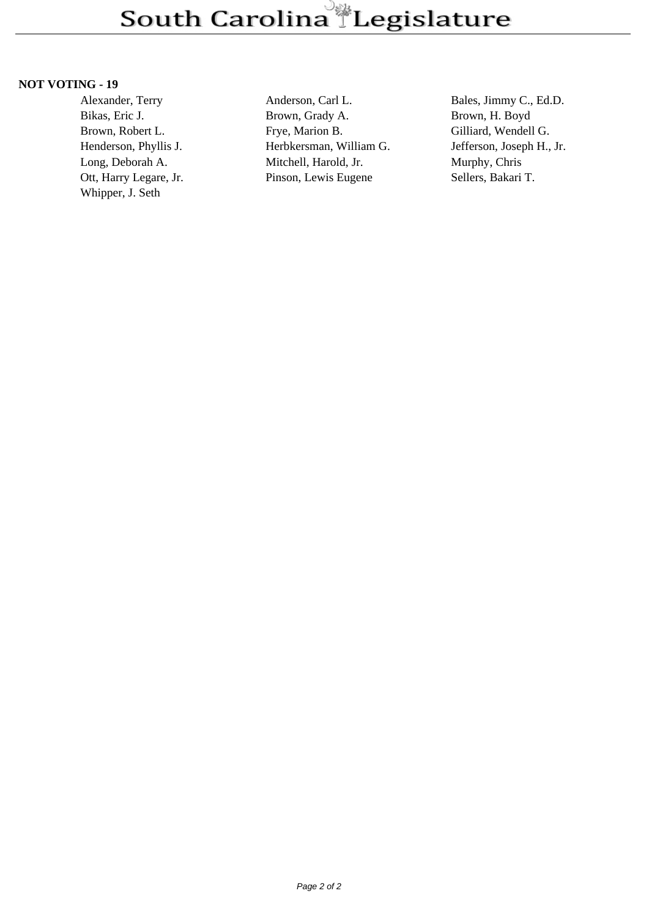**NOT VOTING - 19**

| | | |
|---|---|---|
| Alexander, Terry | Anderson, Carl L. | Bales, Jimmy C., Ed.D. |
| Bikas, Eric J. | Brown, Grady A. | Brown, H. Boyd |
| Brown, Robert L. | Frye, Marion B. | Gilliard, Wendell G. |
| Henderson, Phyllis J. | Herbkersman, William G. | Jefferson, Joseph H., Jr. |
| Long, Deborah A. | Mitchell, Harold, Jr. | Murphy, Chris |
| Ott, Harry Legare, Jr. | Pinson, Lewis Eugene | Sellers, Bakari T. |
| Whipper, J. Seth | | |